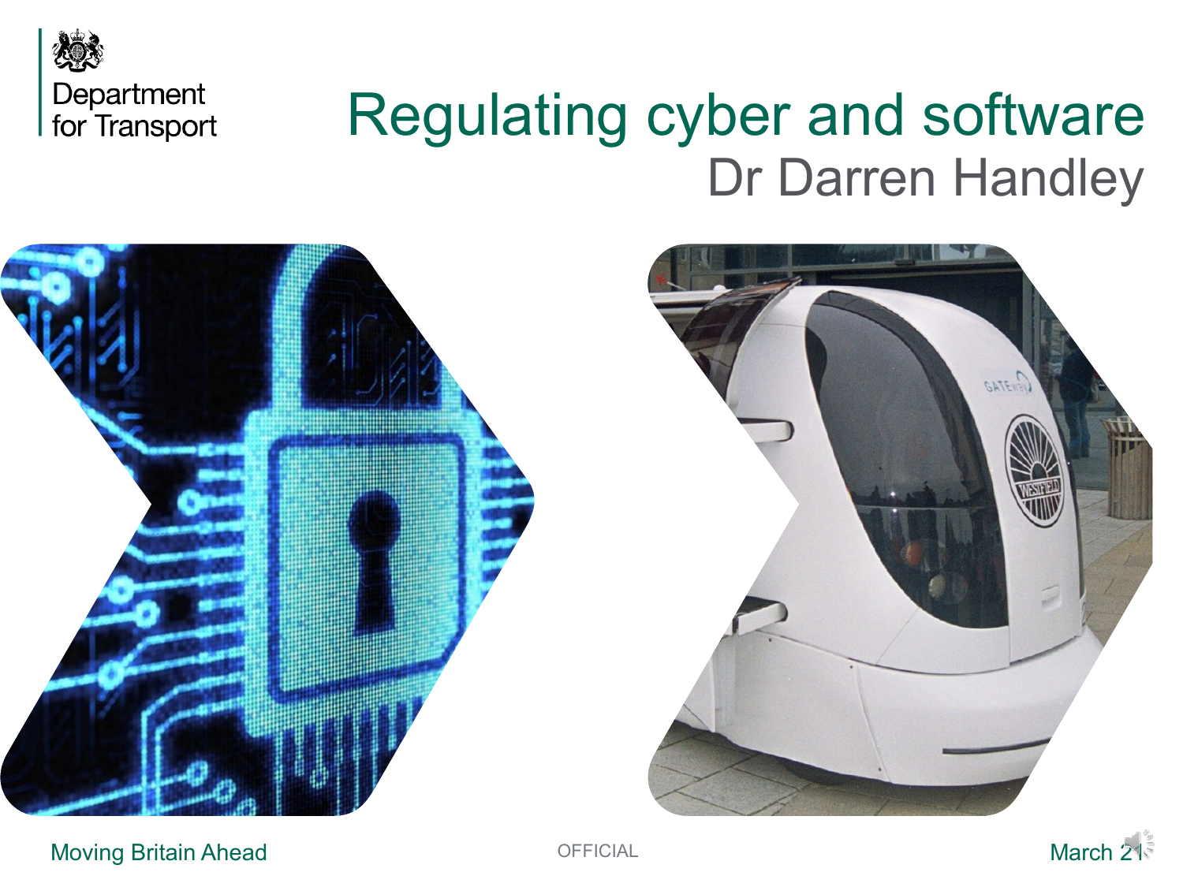Department for Transport

# Regulating cyber and software

## Dr Darren Handley

Moving Britain Ahead

OFFICIAL

March 21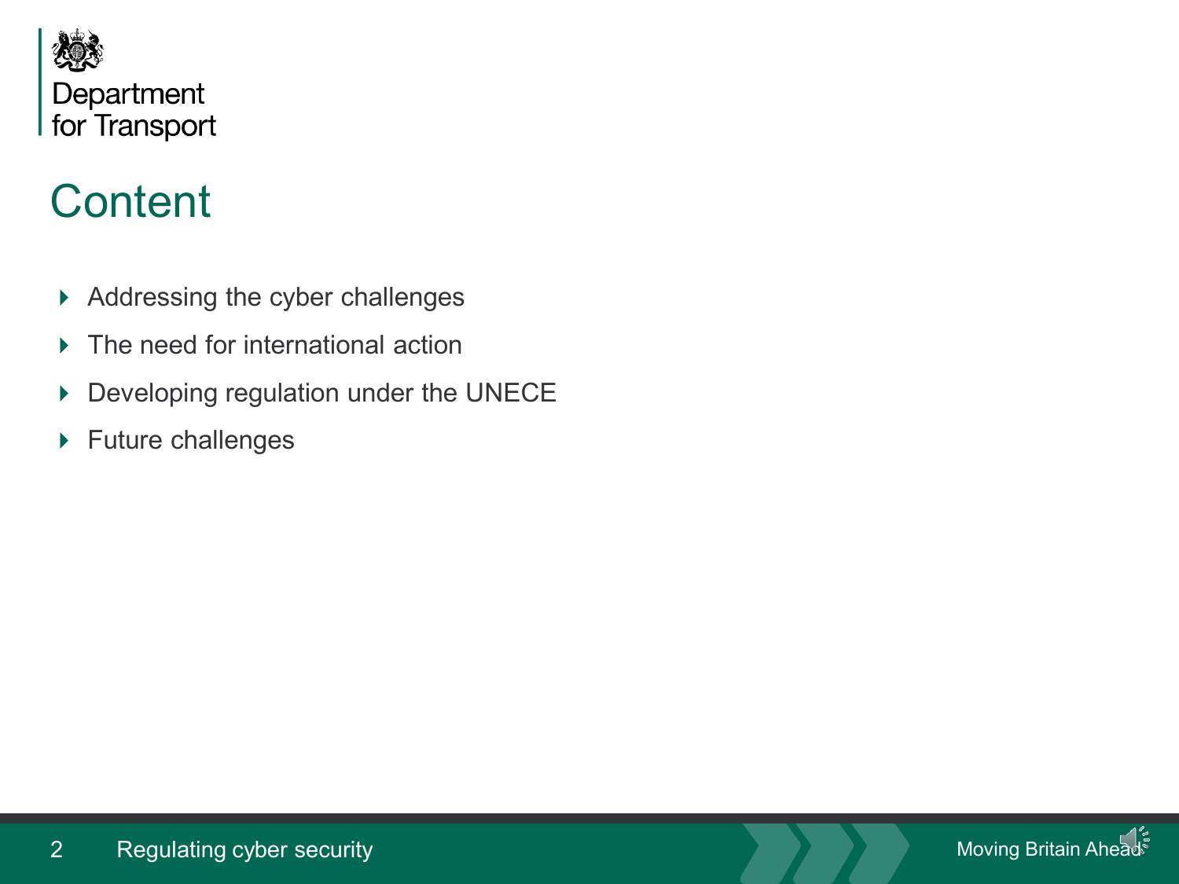# Content

- Addressing the cyber challenges
- The need for international action
- Developing regulation under the UNECE
- Future challenges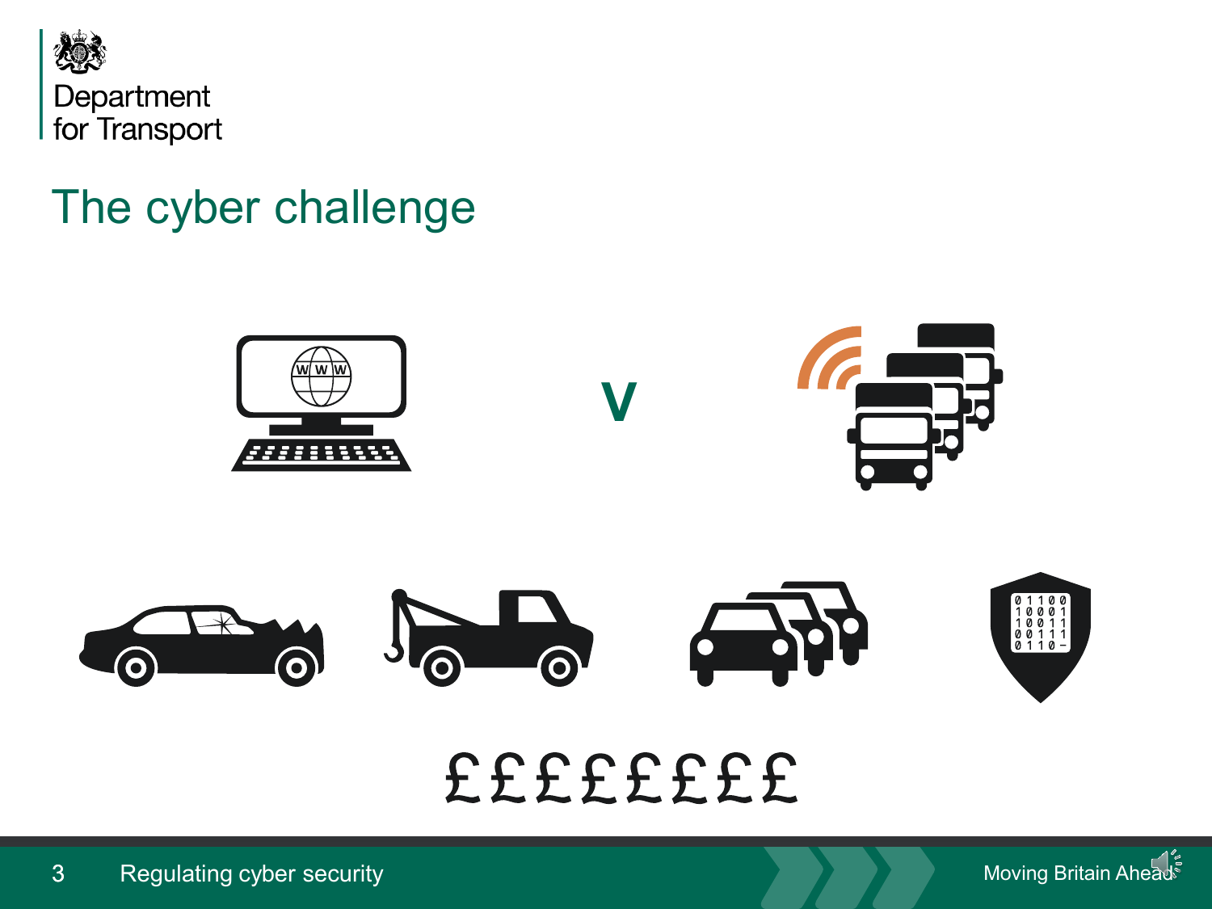# The cyber challenge

V

££££££££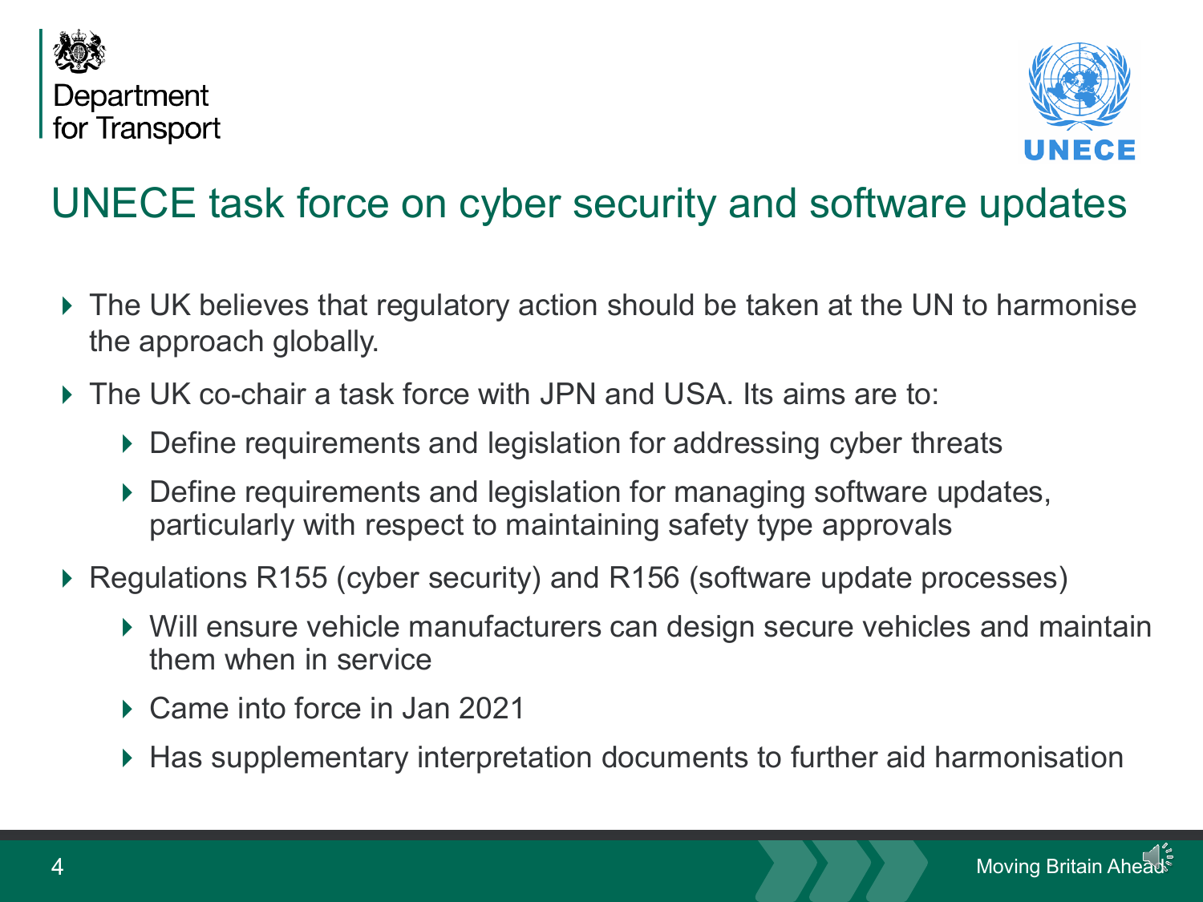## UNECE task force on cyber security and software updates

- The UK believes that regulatory action should be taken at the UN to harmonise the approach globally.
- The UK co-chair a task force with JPN and USA. Its aims are to:
  - Define requirements and legislation for addressing cyber threats
  - Define requirements and legislation for managing software updates, particularly with respect to maintaining safety type approvals
- Regulations R155 (cyber security) and R156 (software update processes)
  - Will ensure vehicle manufacturers can design secure vehicles and maintain them when in service
  - Came into force in Jan 2021
  - Has supplementary interpretation documents to further aid harmonisation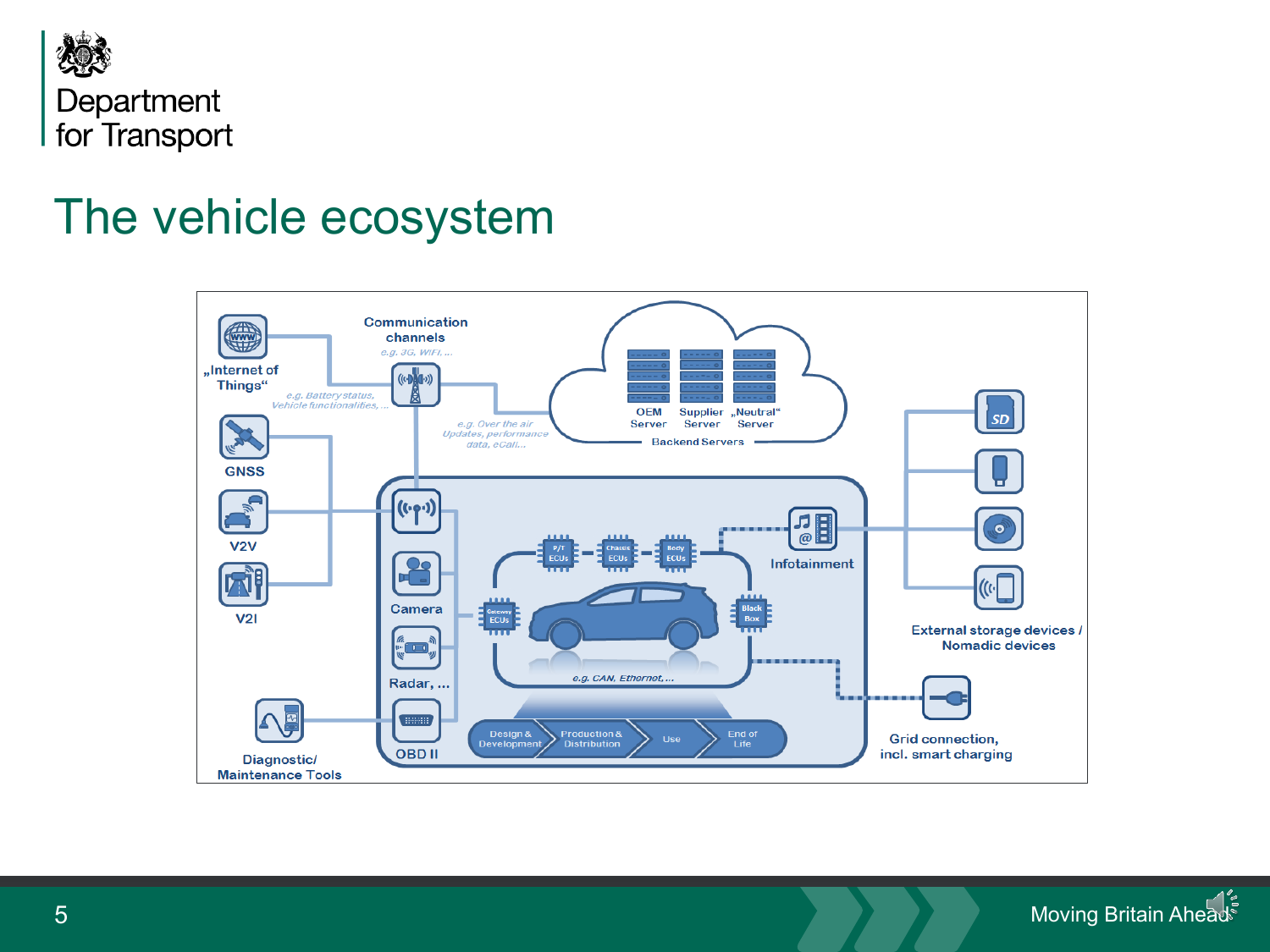# The vehicle ecosystem

„Internet of Things"

e.g. Battery status, Vehicle functionalities, ...

Communication channels

e.g. 3G, WIFI, ...

e.g. Over the air Updates, performance data, eCall...

OEM Server

Supplier Server

„Neutral" Server

Backend Servers

GNSS

V2V

V2I

Camera

Radar, ...

OBD II

P/T ECUs

Chassis ECUs

Body ECUs

Gateway ECUs

Black Box

e.g. CAN, Ethernet, ...

Infotainment

Design & Development

Production & Distribution

Use

End of Life

External storage devices / Nomadic devices

Grid connection, incl. smart charging

Diagnostic/ Maintenance Tools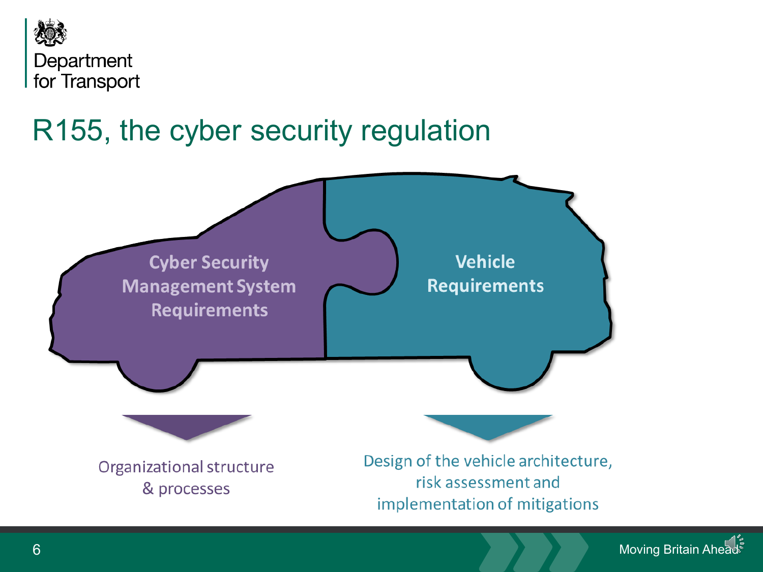# R155, the cyber security regulation

**Cyber Security Management System Requirements**

**Vehicle Requirements**

Organizational structure & processes

Design of the vehicle architecture, risk assessment and implementation of mitigations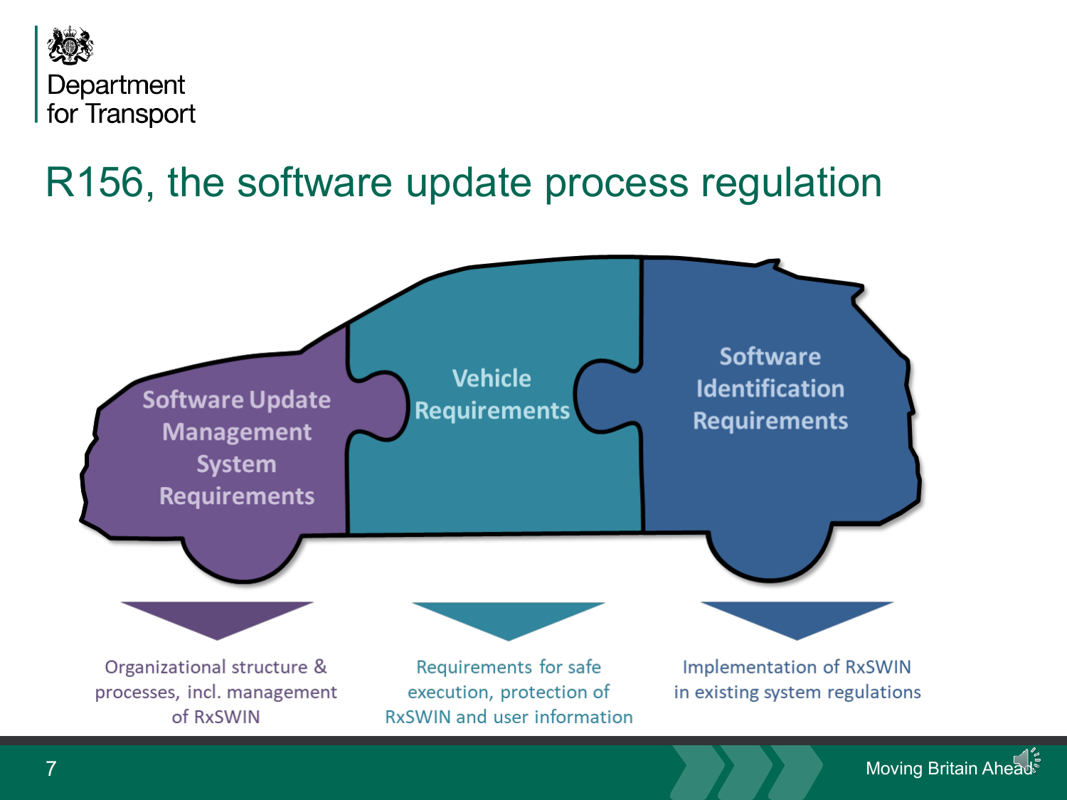# R156, the software update process regulation

**Software Update Management System Requirements**

Organizational structure & processes, incl. management of RxSWIN

**Vehicle Requirements**

Requirements for safe execution, protection of RxSWIN and user information

**Software Identification Requirements**

Implementation of RxSWIN in existing system regulations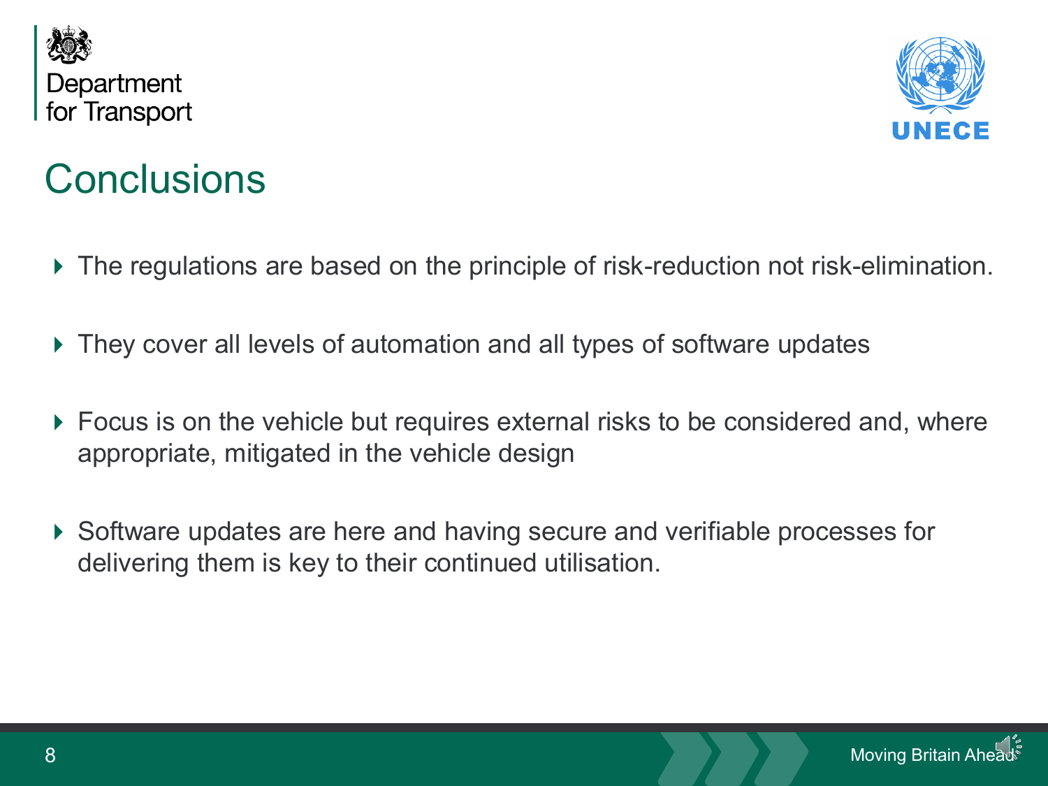# Conclusions

- The regulations are based on the principle of risk-reduction not risk-elimination.
- They cover all levels of automation and all types of software updates
- Focus is on the vehicle but requires external risks to be considered and, where appropriate, mitigated in the vehicle design
- Software updates are here and having secure and verifiable processes for delivering them is key to their continued utilisation.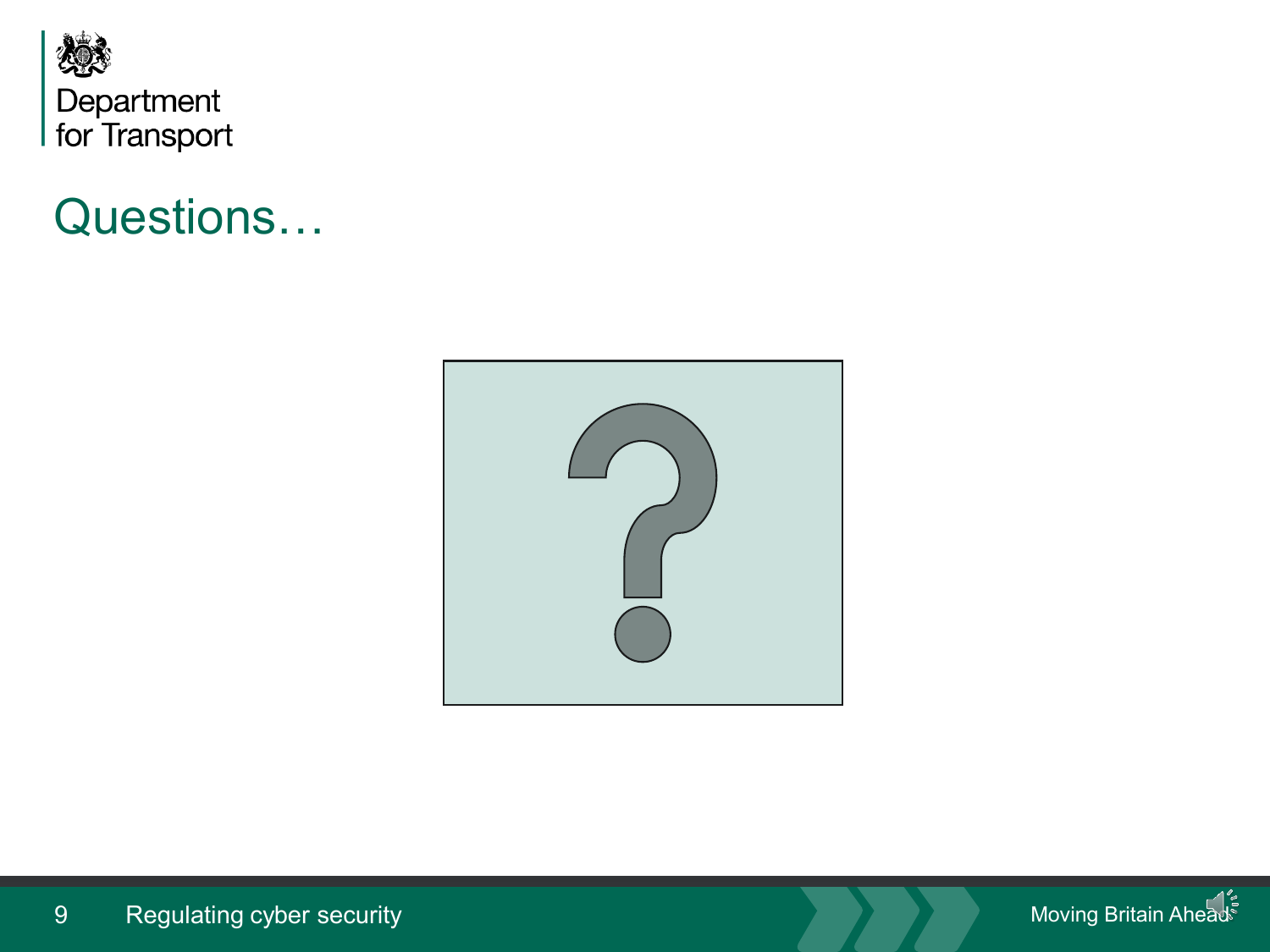Department for Transport

# Questions…